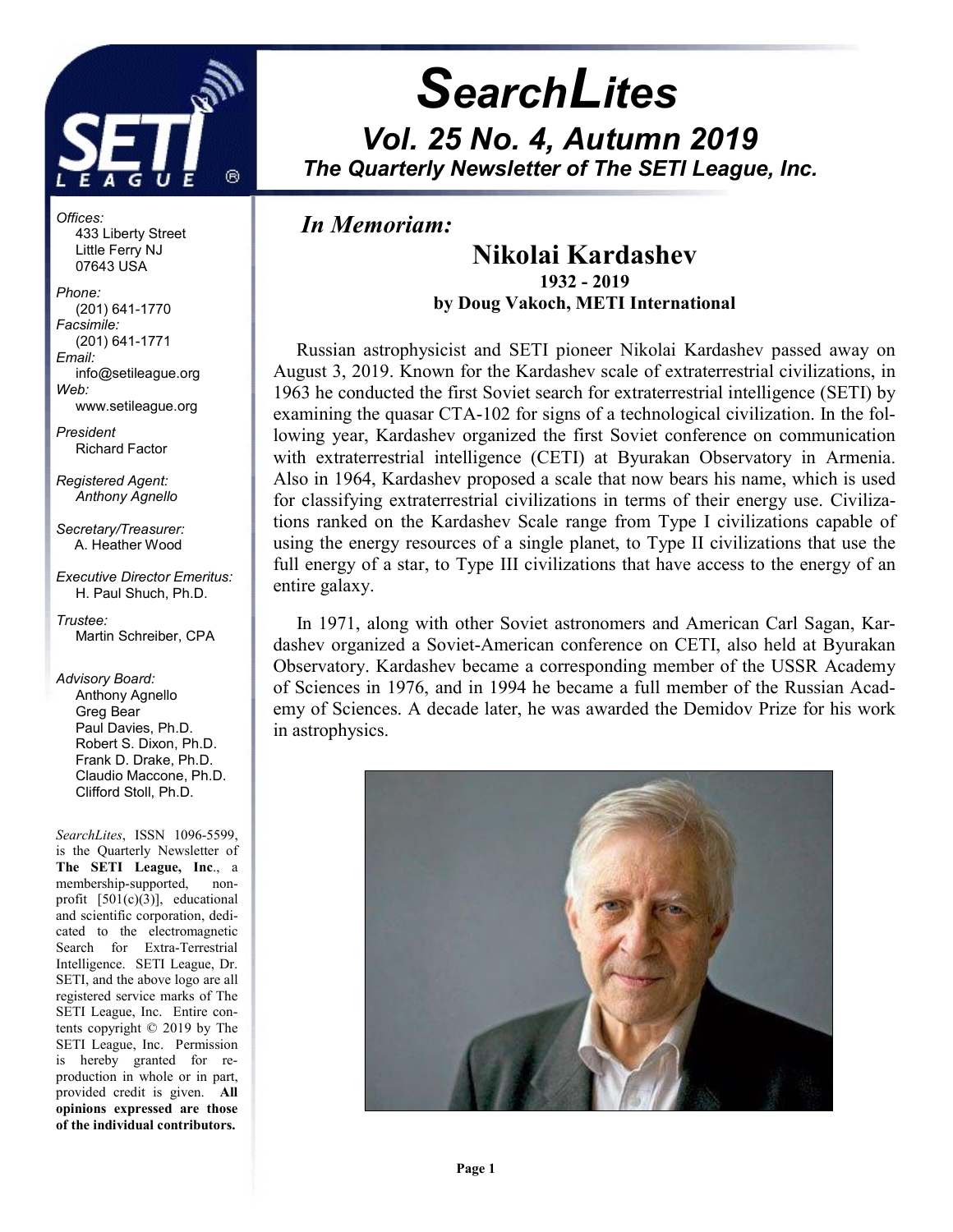# SearchLites

## Vol. 25 No. 4, Autumn 2019

### The Quarterly Newsletter of The SETI League, Inc.

*Offices:*
433 Liberty Street
Little Ferry NJ
07643 USA

*Phone:*
(201) 641-1770

*Facsimile:*
(201) 641-1771

*Email:*
info@setileague.org

*Web:*
www.setileague.org

*President*
Richard Factor

*Registered Agent:*
*Anthony Agnello*

*Secretary/Treasurer:*
A. Heather Wood

*Executive Director Emeritus:*
H. Paul Shuch, Ph.D.

*Trustee:*
Martin Schreiber, CPA

*Advisory Board:*
Anthony Agnello
Greg Bear
Paul Davies, Ph.D.
Robert S. Dixon, Ph.D.
Frank D. Drake, Ph.D.
Claudio Maccone, Ph.D.
Clifford Stoll, Ph.D.

*SearchLites*, ISSN 1096-5599, is the Quarterly Newsletter of **The SETI League, Inc**., a membership-supported, non-profit [501(c)(3)], educational and scientific corporation, dedicated to the electromagnetic Search for Extra-Terrestrial Intelligence. SETI League, Dr. SETI, and the above logo are all registered service marks of The SETI League, Inc. Entire contents copyright © 2019 by The SETI League, Inc. Permission is hereby granted for reproduction in whole or in part, provided credit is given. **All opinions expressed are those of the individual contributors.**

## *In Memoriam:*

## Nikolai Kardashev

**1932 - 2019**

**by Doug Vakoch, METI International**

Russian astrophysicist and SETI pioneer Nikolai Kardashev passed away on August 3, 2019. Known for the Kardashev scale of extraterrestrial civilizations, in 1963 he conducted the first Soviet search for extraterrestrial intelligence (SETI) by examining the quasar CTA-102 for signs of a technological civilization. In the following year, Kardashev organized the first Soviet conference on communication with extraterrestrial intelligence (CETI) at Byurakan Observatory in Armenia. Also in 1964, Kardashev proposed a scale that now bears his name, which is used for classifying extraterrestrial civilizations in terms of their energy use. Civilizations ranked on the Kardashev Scale range from Type I civilizations capable of using the energy resources of a single planet, to Type II civilizations that use the full energy of a star, to Type III civilizations that have access to the energy of an entire galaxy.

In 1971, along with other Soviet astronomers and American Carl Sagan, Kardashev organized a Soviet-American conference on CETI, also held at Byurakan Observatory. Kardashev became a corresponding member of the USSR Academy of Sciences in 1976, and in 1994 he became a full member of the Russian Academy of Sciences. A decade later, he was awarded the Demidov Prize for his work in astrophysics.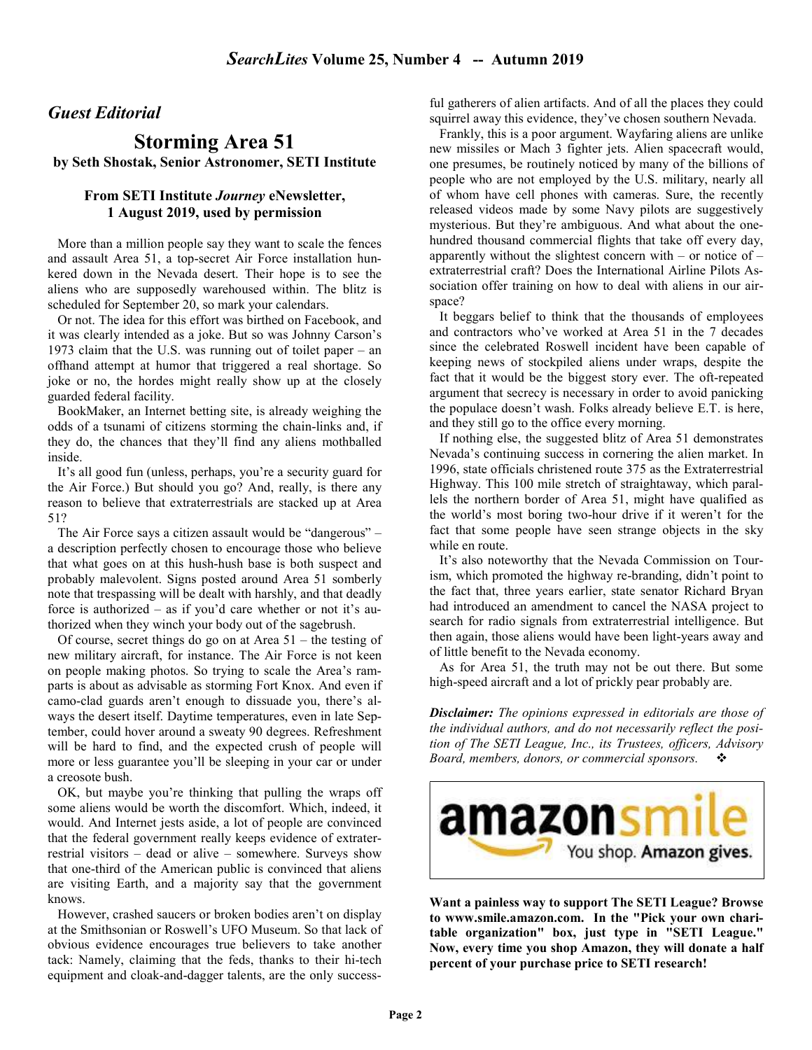## *Guest Editorial*

# Storming Area 51

**by Seth Shostak, Senior Astronomer, SETI Institute**

**From SETI Institute *Journey* eNewsletter, 1 August 2019, used by permission**

More than a million people say they want to scale the fences and assault Area 51, a top-secret Air Force installation hunkered down in the Nevada desert. Their hope is to see the aliens who are supposedly warehoused within. The blitz is scheduled for September 20, so mark your calendars.

Or not. The idea for this effort was birthed on Facebook, and it was clearly intended as a joke. But so was Johnny Carson's 1973 claim that the U.S. was running out of toilet paper – an offhand attempt at humor that triggered a real shortage. So joke or no, the hordes might really show up at the closely guarded federal facility.

BookMaker, an Internet betting site, is already weighing the odds of a tsunami of citizens storming the chain-links and, if they do, the chances that they'll find any aliens mothballed inside.

It's all good fun (unless, perhaps, you're a security guard for the Air Force.) But should you go? And, really, is there any reason to believe that extraterrestrials are stacked up at Area 51?

The Air Force says a citizen assault would be "dangerous" – a description perfectly chosen to encourage those who believe that what goes on at this hush-hush base is both suspect and probably malevolent. Signs posted around Area 51 somberly note that trespassing will be dealt with harshly, and that deadly force is authorized – as if you'd care whether or not it's authorized when they winch your body out of the sagebrush.

Of course, secret things do go on at Area 51 – the testing of new military aircraft, for instance. The Air Force is not keen on people making photos. So trying to scale the Area's ramparts is about as advisable as storming Fort Knox. And even if camo-clad guards aren't enough to dissuade you, there's always the desert itself. Daytime temperatures, even in late September, could hover around a sweaty 90 degrees. Refreshment will be hard to find, and the expected crush of people will more or less guarantee you'll be sleeping in your car or under a creosote bush.

OK, but maybe you're thinking that pulling the wraps off some aliens would be worth the discomfort. Which, indeed, it would. And Internet jests aside, a lot of people are convinced that the federal government really keeps evidence of extraterrestrial visitors – dead or alive – somewhere. Surveys show that one-third of the American public is convinced that aliens are visiting Earth, and a majority say that the government knows.

However, crashed saucers or broken bodies aren't on display at the Smithsonian or Roswell's UFO Museum. So that lack of obvious evidence encourages true believers to take another tack: Namely, claiming that the feds, thanks to their hi-tech equipment and cloak-and-dagger talents, are the only successful gatherers of alien artifacts. And of all the places they could squirrel away this evidence, they've chosen southern Nevada.

Frankly, this is a poor argument. Wayfaring aliens are unlike new missiles or Mach 3 fighter jets. Alien spacecraft would, one presumes, be routinely noticed by many of the billions of people who are not employed by the U.S. military, nearly all of whom have cell phones with cameras. Sure, the recently released videos made by some Navy pilots are suggestively mysterious. But they're ambiguous. And what about the one-hundred thousand commercial flights that take off every day, apparently without the slightest concern with – or notice of – extraterrestrial craft? Does the International Airline Pilots Association offer training on how to deal with aliens in our airspace?

It beggars belief to think that the thousands of employees and contractors who've worked at Area 51 in the 7 decades since the celebrated Roswell incident have been capable of keeping news of stockpiled aliens under wraps, despite the fact that it would be the biggest story ever. The oft-repeated argument that secrecy is necessary in order to avoid panicking the populace doesn't wash. Folks already believe E.T. is here, and they still go to the office every morning.

If nothing else, the suggested blitz of Area 51 demonstrates Nevada's continuing success in cornering the alien market. In 1996, state officials christened route 375 as the Extraterrestrial Highway. This 100 mile stretch of straightaway, which parallels the northern border of Area 51, might have qualified as the world's most boring two-hour drive if it weren't for the fact that some people have seen strange objects in the sky while en route.

It's also noteworthy that the Nevada Commission on Tourism, which promoted the highway re-branding, didn't point to the fact that, three years earlier, state senator Richard Bryan had introduced an amendment to cancel the NASA project to search for radio signals from extraterrestrial intelligence. But then again, those aliens would have been light-years away and of little benefit to the Nevada economy.

As for Area 51, the truth may not be out there. But some high-speed aircraft and a lot of prickly pear probably are.

***Disclaimer:*** *The opinions expressed in editorials are those of the individual authors, and do not necessarily reflect the position of The SETI League, Inc., its Trustees, officers, Advisory Board, members, donors, or commercial sponsors.* ❖

amazonsmile — You shop. Amazon gives.

**Want a painless way to support The SETI League? Browse to www.smile.amazon.com. In the "Pick your own charitable organization" box, just type in "SETI League." Now, every time you shop Amazon, they will donate a half percent of your purchase price to SETI research!**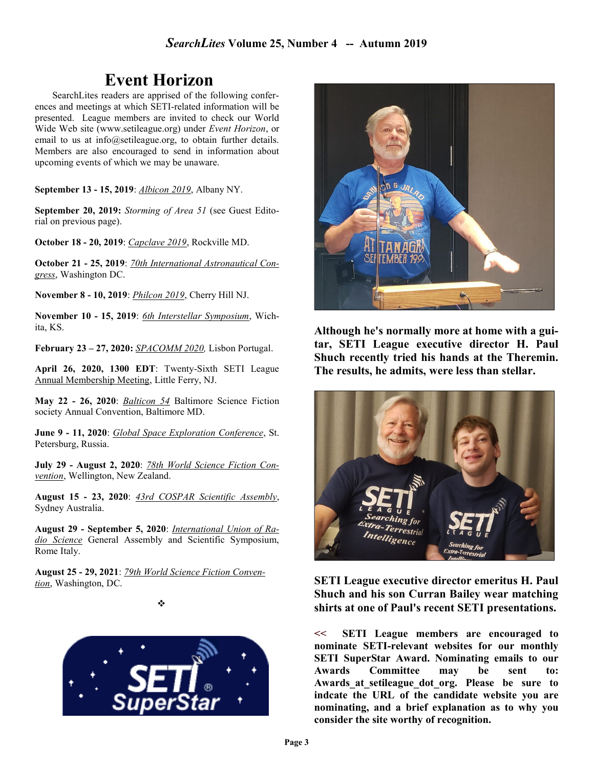# Event Horizon

SearchLites readers are apprised of the following conferences and meetings at which SETI-related information will be presented. League members are invited to check our World Wide Web site (www.setileague.org) under *Event Horizon*, or email to us at info@setileague.org, to obtain further details. Members are also encouraged to send in information about upcoming events of which we may be unaware.

**September 13 - 15, 2019**: *Albicon 2019*, Albany NY.

**September 20, 2019:** *Storming of Area 51* (see Guest Editorial on previous page).

**October 18 - 20, 2019**: *Capclave 2019*, Rockville MD.

**October 21 - 25, 2019**: *70th International Astronautical Congress*, Washington DC.

**November 8 - 10, 2019**: *Philcon 2019*, Cherry Hill NJ.

**November 10 - 15, 2019**: *6th Interstellar Symposium*, Wichita, KS.

**February 23 – 27, 2020:** *SPACOMM 2020,* Lisbon Portugal.

**April 26, 2020, 1300 EDT**: Twenty-Sixth SETI League Annual Membership Meeting, Little Ferry, NJ.

**May 22 - 26, 2020**: *Balticon 54* Baltimore Science Fiction society Annual Convention, Baltimore MD.

**June 9 - 11, 2020**: *Global Space Exploration Conference*, St. Petersburg, Russia.

**July 29 - August 2, 2020**: *78th World Science Fiction Convention*, Wellington, New Zealand.

**August 15 - 23, 2020**: *43rd COSPAR Scientific Assembly*, Sydney Australia.

**August 29 - September 5, 2020**: *International Union of Radio Science* General Assembly and Scientific Symposium, Rome Italy.

**August 25 - 29, 2021**: *79th World Science Fiction Convention*, Washington, DC.

❖

**Although he's normally more at home with a guitar, SETI League executive director H. Paul Shuch recently tried his hands at the Theremin. The results, he admits, were less than stellar.**

**SETI League executive director emeritus H. Paul Shuch and his son Curran Bailey wear matching shirts at one of Paul's recent SETI presentations.**

**<< SETI League members are encouraged to nominate SETI-relevant websites for our monthly SETI SuperStar Award. Nominating emails to our Awards Committee may be sent to: Awards_at_setileague_dot_org. Please be sure to indcate the URL of the candidate website you are nominating, and a brief explanation as to why you consider the site worthy of recognition.**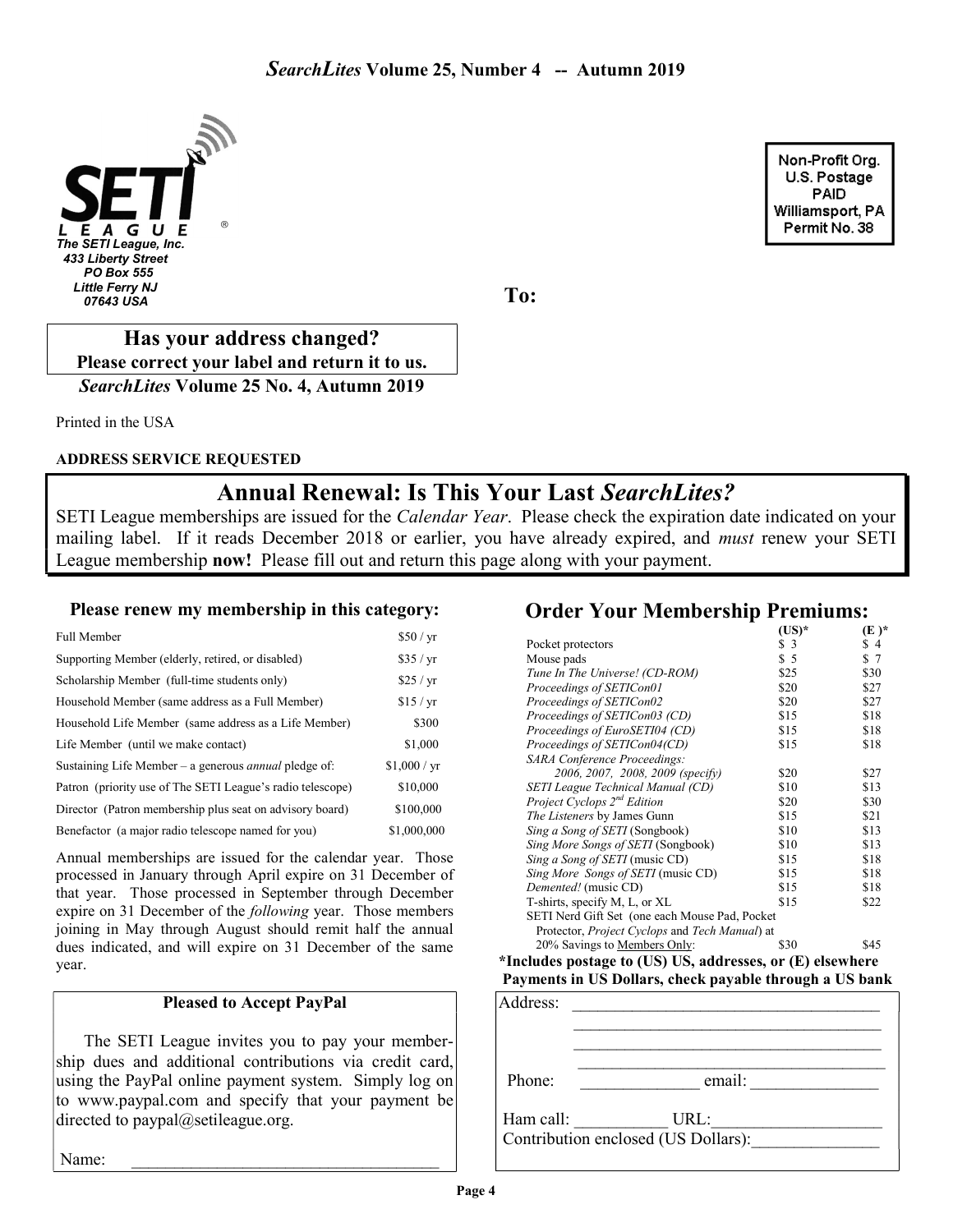*SearchLites* **Volume 25, Number 4 -- Autumn 2019**

**SETI LEAGUE** ®

*The SETI League, Inc.*
*433 Liberty Street*
*PO Box 555*
*Little Ferry NJ*
*07643 USA*

Non-Profit Org.
U.S. Postage
PAID
Williamsport, PA
Permit No. 38

**To:**

**Has your address changed?**
**Please correct your label and return it to us.**

***SearchLites* Volume 25 No. 4, Autumn 2019**

Printed in the USA

**ADDRESS SERVICE REQUESTED**

## Annual Renewal: Is This Your Last *SearchLites?*

SETI League memberships are issued for the *Calendar Year*. Please check the expiration date indicated on your mailing label. If it reads December 2018 or earlier, you have already expired, and *must* renew your SETI League membership **now!** Please fill out and return this page along with your payment.

### Please renew my membership in this category:

| | |
|---|---|
| Full Member | $50 / yr |
| Supporting Member (elderly, retired, or disabled) | $35 / yr |
| Scholarship Member (full-time students only) | $25 / yr |
| Household Member (same address as a Full Member) | $15 / yr |
| Household Life Member (same address as a Life Member) | $300 |
| Life Member (until we make contact) | $1,000 |
| Sustaining Life Member – a generous *annual* pledge of: | $1,000 / yr |
| Patron (priority use of The SETI League's radio telescope) | $10,000 |
| Director (Patron membership plus seat on advisory board) | $100,000 |
| Benefactor (a major radio telescope named for you) | $1,000,000 |

Annual memberships are issued for the calendar year. Those processed in January through April expire on 31 December of that year. Those processed in September through December expire on 31 December of the *following* year. Those members joining in May through August should remit half the annual dues indicated, and will expire on 31 December of the same year.

**Pleased to Accept PayPal**

The SETI League invites you to pay your membership dues and additional contributions via credit card, using the PayPal online payment system. Simply log on to www.paypal.com and specify that your payment be directed to paypal@setileague.org.

Name: ___________________________________

## Order Your Membership Premiums:

| | (US)* | (E )* |
|---|---|---|
| Pocket protectors | $ 3 | $ 4 |
| Mouse pads | $ 5 | $ 7 |
| *Tune In The Universe! (CD-ROM)* | $25 | $30 |
| *Proceedings of SETICon01* | $20 | $27 |
| *Proceedings of SETICon02* | $20 | $27 |
| *Proceedings of SETICon03 (CD)* | $15 | $18 |
| *Proceedings of EuroSETI04 (CD)* | $15 | $18 |
| *Proceedings of SETICon04(CD)* | $15 | $18 |
| *SARA Conference Proceedings: 2006, 2007, 2008, 2009 (specify)* | $20 | $27 |
| *SETI League Technical Manual (CD)* | $10 | $13 |
| *Project Cyclops 2nd Edition* | $20 | $30 |
| *The Listeners* by James Gunn | $15 | $21 |
| *Sing a Song of SETI* (Songbook) | $10 | $13 |
| *Sing More Songs of SETI* (Songbook) | $10 | $13 |
| *Sing a Song of SETI* (music CD) | $15 | $18 |
| *Sing More Songs of SETI* (music CD) | $15 | $18 |
| *Demented!* (music CD) | $15 | $18 |
| T-shirts, specify M, L, or XL | $15 | $22 |
| SETI Nerd Gift Set (one each Mouse Pad, Pocket Protector, *Project Cyclops* and *Tech Manual*) at 20% Savings to Members Only: | $30 | $45 |

**\*Includes postage to (US) US, addresses, or (E) elsewhere**
**Payments in US Dollars, check payable through a US bank**

Address: ______________________________________
______________________________________
______________________________________
______________________________________

Phone: ______________ email: _______________

Ham call: ___________ URL:____________________

Contribution enclosed (US Dollars):_______________